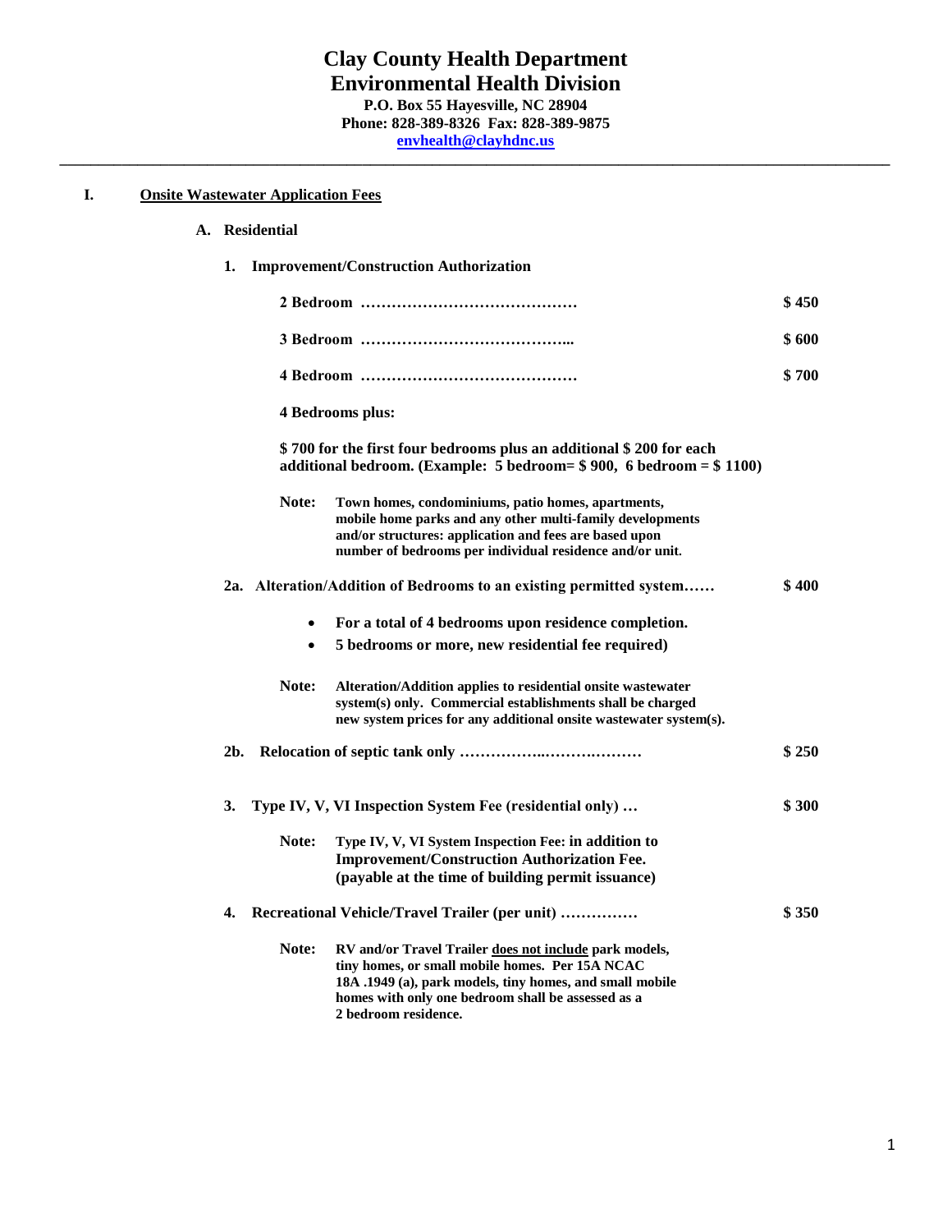# Clay County Health Department
# Environmental Health Division

**P.O. Box 55 Hayesville, NC 28904**
**Phone: 828-389-8326 Fax: 828-389-9875**
**envhealth@clayhdnc.us**

---

## I. Onsite Wastewater Application Fees

### A. Residential

**1. Improvement/Construction Authorization**

| | |
|---|---|
| **2 Bedroom ……………………………………** | **$ 450** |
| **3 Bedroom …………………………………...** | **$ 600** |
| **4 Bedroom ……………………………………** | **$ 700** |

**4 Bedrooms plus:**

**$ 700 for the first four bedrooms plus an additional $ 200 for each additional bedroom. (Example: 5 bedroom= $ 900, 6 bedroom = $ 1100)**

**Note:** **Town homes, condominiums, patio homes, apartments, mobile home parks and any other multi-family developments and/or structures: application and fees are based upon number of bedrooms per individual residence and/or unit.**

**2a. Alteration/Addition of Bedrooms to an existing permitted system…… $ 400**

- **For a total of 4 bedrooms upon residence completion.**
- **5 bedrooms or more, new residential fee required)**

**Note:** **Alteration/Addition applies to residential onsite wastewater system(s) only. Commercial establishments shall be charged new system prices for any additional onsite wastewater system(s).**

**2b. Relocation of septic tank only ……………..………………… $ 250**

**3. Type IV, V, VI Inspection System Fee (residential only) … $ 300**

**Note:** **Type IV, V, VI System Inspection Fee: in addition to Improvement/Construction Authorization Fee. (payable at the time of building permit issuance)**

**4. Recreational Vehicle/Travel Trailer (per unit) …………… $ 350**

**Note:** **RV and/or Travel Trailer does not include park models, tiny homes, or small mobile homes. Per 15A NCAC 18A .1949 (a), park models, tiny homes, and small mobile homes with only one bedroom shall be assessed as a 2 bedroom residence.**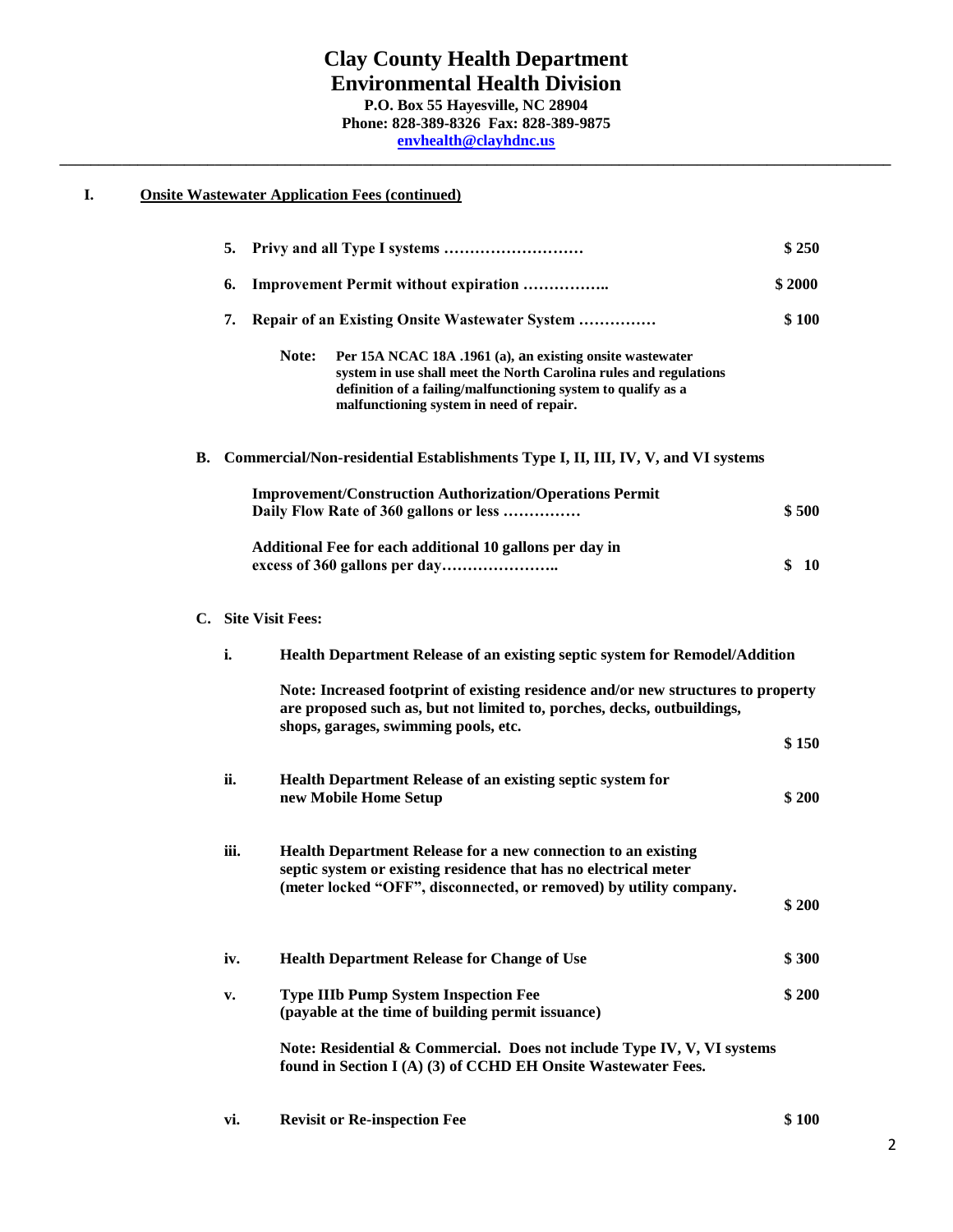# Clay County Health Department
## Environmental Health Division

**P.O. Box 55 Hayesville, NC 28904**
**Phone: 828-389-8326 Fax: 828-389-9875**
**envhealth@clayhdnc.us**

---

**I. Onsite Wastewater Application Fees (continued)**

5. **Privy and all Type I systems ……………………… $ 250**

6. **Improvement Permit without expiration …………….. $ 2000**

7. **Repair of an Existing Onsite Wastewater System …………… $ 100**

   **Note: Per 15A NCAC 18A .1961 (a), an existing onsite wastewater system in use shall meet the North Carolina rules and regulations definition of a failing/malfunctioning system to qualify as a malfunctioning system in need of repair.**

**B. Commercial/Non-residential Establishments Type I, II, III, IV, V, and VI systems**

**Improvement/Construction Authorization/Operations Permit Daily Flow Rate of 360 gallons or less …………… $ 500**

**Additional Fee for each additional 10 gallons per day in excess of 360 gallons per day………………….. $ 10**

**C. Site Visit Fees:**

i. **Health Department Release of an existing septic system for Remodel/Addition**

   **Note: Increased footprint of existing residence and/or new structures to property are proposed such as, but not limited to, porches, decks, outbuildings, shops, garages, swimming pools, etc. $ 150**

ii. **Health Department Release of an existing septic system for new Mobile Home Setup $ 200**

iii. **Health Department Release for a new connection to an existing septic system or existing residence that has no electrical meter (meter locked "OFF", disconnected, or removed) by utility company. $ 200**

iv. **Health Department Release for Change of Use $ 300**

v. **Type IIIb Pump System Inspection Fee (payable at the time of building permit issuance) $ 200**

   **Note: Residential & Commercial. Does not include Type IV, V, VI systems found in Section I (A) (3) of CCHD EH Onsite Wastewater Fees.**

vi. **Revisit or Re-inspection Fee $ 100**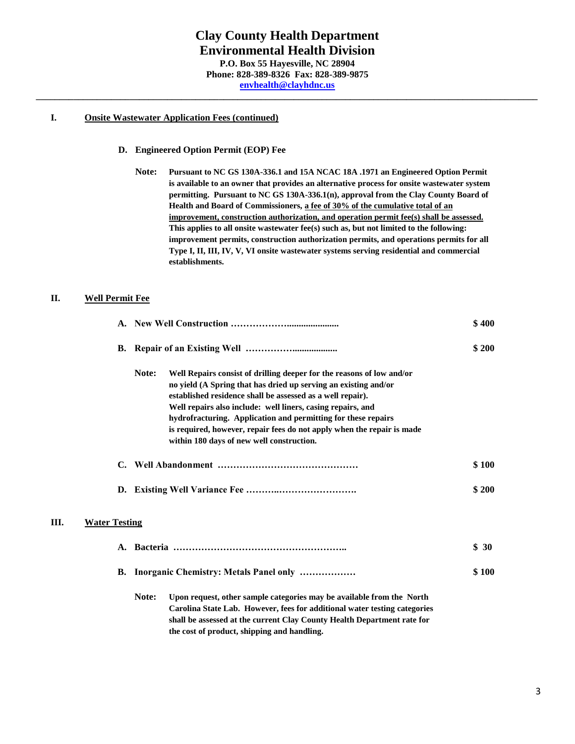# Clay County Health Department
# Environmental Health Division

**P.O. Box 55 Hayesville, NC 28904**
**Phone: 828-389-8326 Fax: 828-389-9875**
**envhealth@clayhdnc.us**

---

## I. Onsite Wastewater Application Fees (continued)

### D. Engineered Option Permit (EOP) Fee

**Note:** **Pursuant to NC GS 130A-336.1 and 15A NCAC 18A .1971 an Engineered Option Permit is available to an owner that provides an alternative process for onsite wastewater system permitting. Pursuant to NC GS 130A-336.1(n), approval from the Clay County Board of Health and Board of Commissioners, a fee of 30% of the cumulative total of an improvement, construction authorization, and operation permit fee(s) shall be assessed. This applies to all onsite wastewater fee(s) such as, but not limited to the following: improvement permits, construction authorization permits, and operations permits for all Type I, II, III, IV, V, VI onsite wastewater systems serving residential and commercial establishments.**

## II. Well Permit Fee

**A. New Well Construction ………………….................... $ 400**

**B. Repair of an Existing Well ……………….................. $ 200**

**Note:** **Well Repairs consist of drilling deeper for the reasons of low and/or no yield (A Spring that has dried up serving an existing and/or established residence shall be assessed as a well repair). Well repairs also include: well liners, casing repairs, and hydrofracturing. Application and permitting for these repairs is required, however, repair fees do not apply when the repair is made within 180 days of new well construction.**

**C. Well Abandonment ……………………………………… $ 100**

**D. Existing Well Variance Fee ………..……………………. $ 200**

## III. Water Testing

**A. Bacteria ……………………………………………….. $ 30**

**B. Inorganic Chemistry: Metals Panel only ……………… $ 100**

**Note:** **Upon request, other sample categories may be available from the North Carolina State Lab. However, fees for additional water testing categories shall be assessed at the current Clay County Health Department rate for the cost of product, shipping and handling.**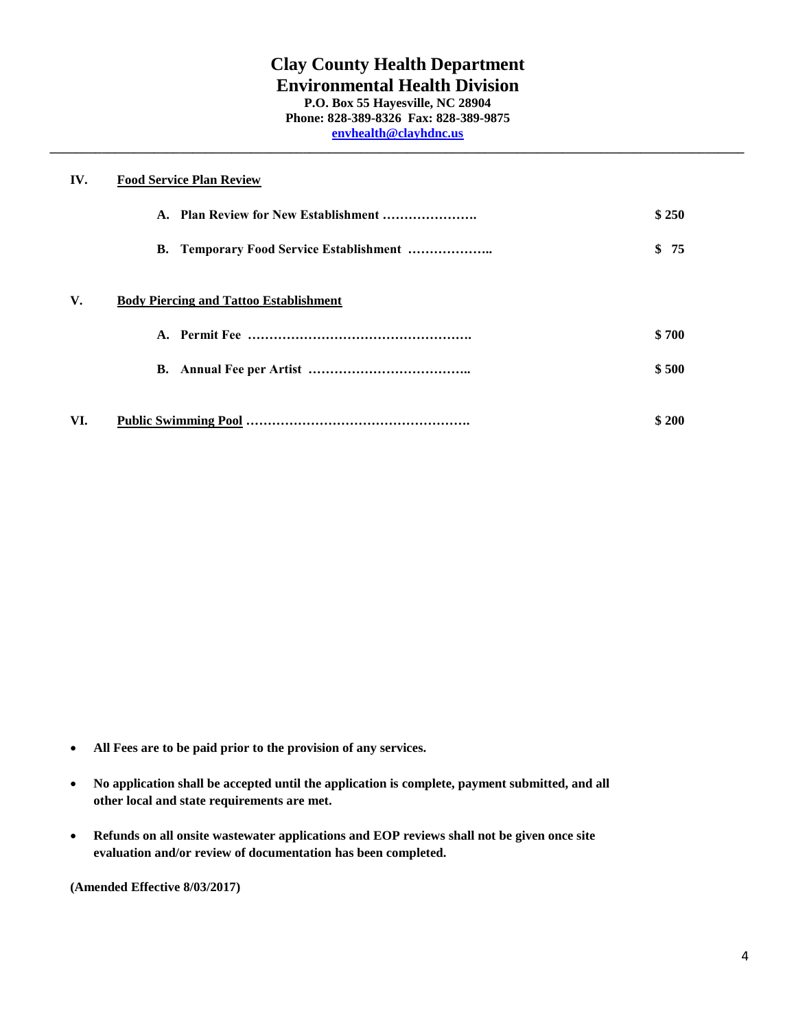# Clay County Health Department
## Environmental Health Division

**P.O. Box 55 Hayesville, NC 28904**
**Phone: 828-389-8326 Fax: 828-389-9875**
**envhealth@clayhdnc.us**

---

**IV. Food Service Plan Review**

- **A. Plan Review for New Establishment ………………….** **$ 250**
- **B. Temporary Food Service Establishment ………………..** **$ 75**

**V. Body Piercing and Tattoo Establishment**

- **A. Permit Fee …………………………………………….** **$ 700**
- **B. Annual Fee per Artist ………………………………..** **$ 500**

**VI. Public Swimming Pool …………………………………………….** **$ 200**

- **All Fees are to be paid prior to the provision of any services.**
- **No application shall be accepted until the application is complete, payment submitted, and all other local and state requirements are met.**
- **Refunds on all onsite wastewater applications and EOP reviews shall not be given once site evaluation and/or review of documentation has been completed.**

**(Amended Effective 8/03/2017)**